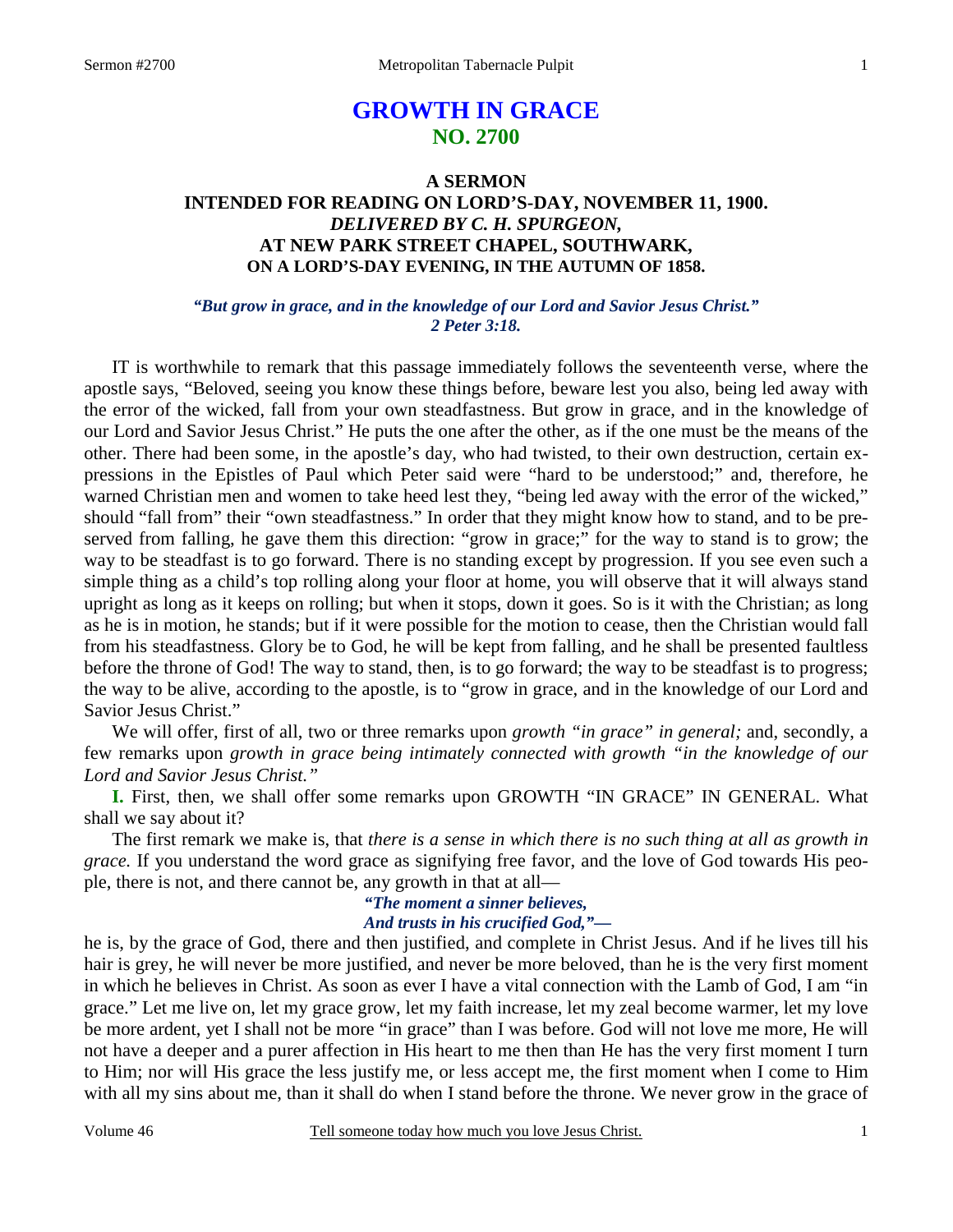# GROWTH IN GRACE
## NO. 2700

### A SERMON
### INTENDED FOR READING ON LORD'S-DAY, NOVEMBER 11, 1900.
### *DELIVERED BY C. H. SPURGEON,*
### AT NEW PARK STREET CHAPEL, SOUTHWARK,
### ON A LORD'S-DAY EVENING, IN THE AUTUMN OF 1858.

***"But grow in grace, and in the knowledge of our Lord and Savior Jesus Christ."***
***2 Peter 3:18.***

IT is worthwhile to remark that this passage immediately follows the seventeenth verse, where the apostle says, "Beloved, seeing you know these things before, beware lest you also, being led away with the error of the wicked, fall from your own steadfastness. But grow in grace, and in the knowledge of our Lord and Savior Jesus Christ." He puts the one after the other, as if the one must be the means of the other. There had been some, in the apostle's day, who had twisted, to their own destruction, certain expressions in the Epistles of Paul which Peter said were "hard to be understood;" and, therefore, he warned Christian men and women to take heed lest they, "being led away with the error of the wicked," should "fall from" their "own steadfastness." In order that they might know how to stand, and to be preserved from falling, he gave them this direction: "grow in grace;" for the way to stand is to grow; the way to be steadfast is to go forward. There is no standing except by progression. If you see even such a simple thing as a child's top rolling along your floor at home, you will observe that it will always stand upright as long as it keeps on rolling; but when it stops, down it goes. So is it with the Christian; as long as he is in motion, he stands; but if it were possible for the motion to cease, then the Christian would fall from his steadfastness. Glory be to God, he will be kept from falling, and he shall be presented faultless before the throne of God! The way to stand, then, is to go forward; the way to be steadfast is to progress; the way to be alive, according to the apostle, is to "grow in grace, and in the knowledge of our Lord and Savior Jesus Christ."

We will offer, first of all, two or three remarks upon *growth "in grace" in general;* and, secondly, a few remarks upon *growth in grace being intimately connected with growth "in the knowledge of our Lord and Savior Jesus Christ."*

**I.** First, then, we shall offer some remarks upon GROWTH "IN GRACE" IN GENERAL. What shall we say about it?

The first remark we make is, that *there is a sense in which there is no such thing at all as growth in grace.* If you understand the word grace as signifying free favor, and the love of God towards His people, there is not, and there cannot be, any growth in that at all—

***"The moment a sinner believes,***
***And trusts in his crucified God,"—***

he is, by the grace of God, there and then justified, and complete in Christ Jesus. And if he lives till his hair is grey, he will never be more justified, and never be more beloved, than he is the very first moment in which he believes in Christ. As soon as ever I have a vital connection with the Lamb of God, I am "in grace." Let me live on, let my grace grow, let my faith increase, let my zeal become warmer, let my love be more ardent, yet I shall not be more "in grace" than I was before. God will not love me more, He will not have a deeper and a purer affection in His heart to me then than He has the very first moment I turn to Him; nor will His grace the less justify me, or less accept me, the first moment when I come to Him with all my sins about me, than it shall do when I stand before the throne. We never grow in the grace of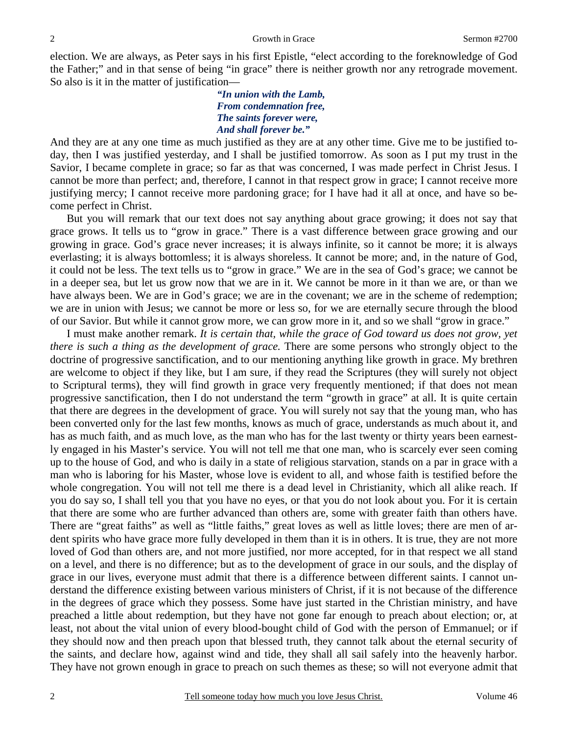election. We are always, as Peter says in his first Epistle, "elect according to the foreknowledge of God the Father;" and in that sense of being "in grace" there is neither growth nor any retrograde movement. So also is it in the matter of justification—

> ***"In union with the Lamb,***
> ***From condemnation free,***
> ***The saints forever were,***
> ***And shall forever be."***

And they are at any one time as much justified as they are at any other time. Give me to be justified today, then I was justified yesterday, and I shall be justified tomorrow. As soon as I put my trust in the Savior, I became complete in grace; so far as that was concerned, I was made perfect in Christ Jesus. I cannot be more than perfect; and, therefore, I cannot in that respect grow in grace; I cannot receive more justifying mercy; I cannot receive more pardoning grace; for I have had it all at once, and have so become perfect in Christ.

But you will remark that our text does not say anything about grace growing; it does not say that grace grows. It tells us to "grow in grace." There is a vast difference between grace growing and our growing in grace. God's grace never increases; it is always infinite, so it cannot be more; it is always everlasting; it is always bottomless; it is always shoreless. It cannot be more; and, in the nature of God, it could not be less. The text tells us to "grow in grace." We are in the sea of God's grace; we cannot be in a deeper sea, but let us grow now that we are in it. We cannot be more in it than we are, or than we have always been. We are in God's grace; we are in the covenant; we are in the scheme of redemption; we are in union with Jesus; we cannot be more or less so, for we are eternally secure through the blood of our Savior. But while it cannot grow more, we can grow more in it, and so we shall "grow in grace."

I must make another remark. *It is certain that, while the grace of God toward us does not grow, yet there is such a thing as the development of grace.* There are some persons who strongly object to the doctrine of progressive sanctification, and to our mentioning anything like growth in grace. My brethren are welcome to object if they like, but I am sure, if they read the Scriptures (they will surely not object to Scriptural terms), they will find growth in grace very frequently mentioned; if that does not mean progressive sanctification, then I do not understand the term "growth in grace" at all. It is quite certain that there are degrees in the development of grace. You will surely not say that the young man, who has been converted only for the last few months, knows as much of grace, understands as much about it, and has as much faith, and as much love, as the man who has for the last twenty or thirty years been earnestly engaged in his Master's service. You will not tell me that one man, who is scarcely ever seen coming up to the house of God, and who is daily in a state of religious starvation, stands on a par in grace with a man who is laboring for his Master, whose love is evident to all, and whose faith is testified before the whole congregation. You will not tell me there is a dead level in Christianity, which all alike reach. If you do say so, I shall tell you that you have no eyes, or that you do not look about you. For it is certain that there are some who are further advanced than others are, some with greater faith than others have. There are "great faiths" as well as "little faiths," great loves as well as little loves; there are men of ardent spirits who have grace more fully developed in them than it is in others. It is true, they are not more loved of God than others are, and not more justified, nor more accepted, for in that respect we all stand on a level, and there is no difference; but as to the development of grace in our souls, and the display of grace in our lives, everyone must admit that there is a difference between different saints. I cannot understand the difference existing between various ministers of Christ, if it is not because of the difference in the degrees of grace which they possess. Some have just started in the Christian ministry, and have preached a little about redemption, but they have not gone far enough to preach about election; or, at least, not about the vital union of every blood-bought child of God with the person of Emmanuel; or if they should now and then preach upon that blessed truth, they cannot talk about the eternal security of the saints, and declare how, against wind and tide, they shall all sail safely into the heavenly harbor. They have not grown enough in grace to preach on such themes as these; so will not everyone admit that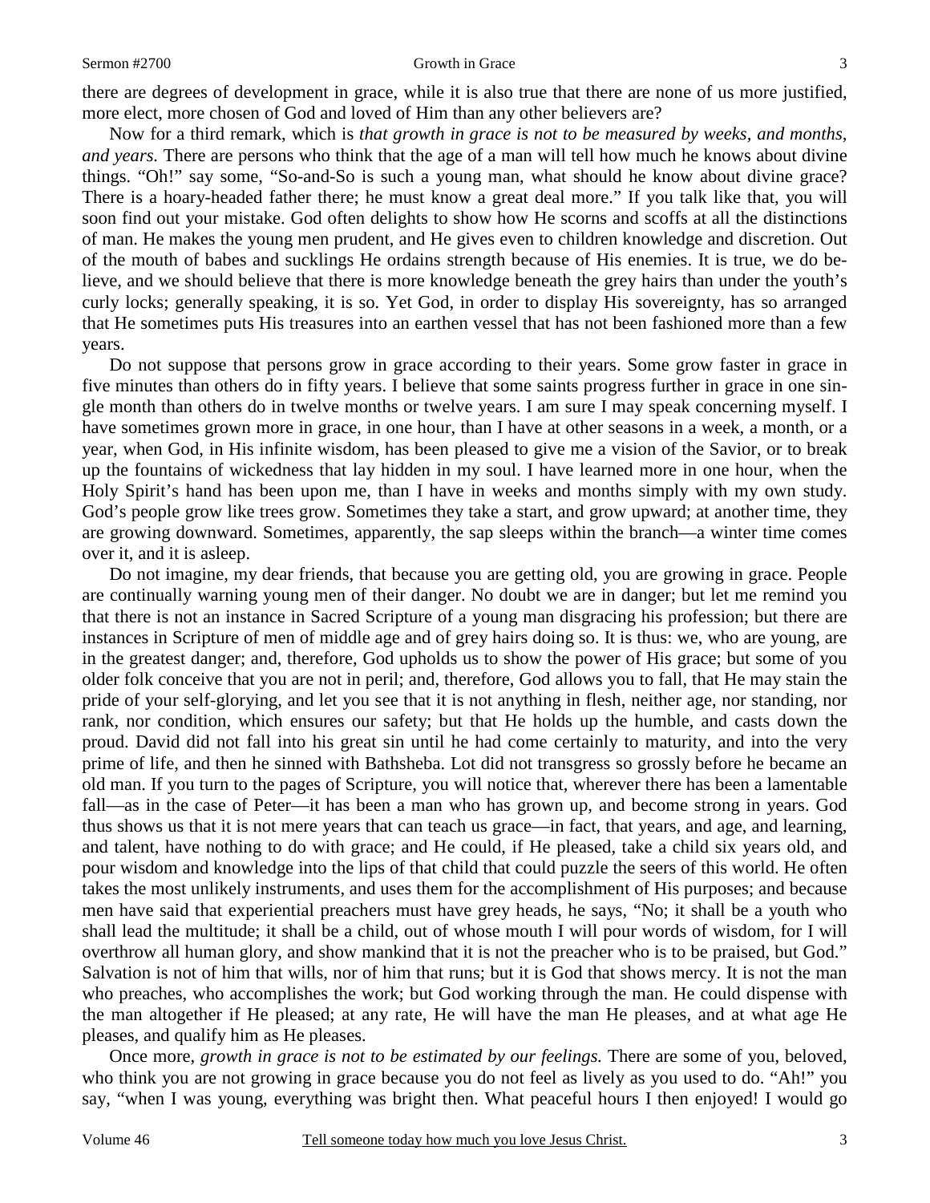there are degrees of development in grace, while it is also true that there are none of us more justified, more elect, more chosen of God and loved of Him than any other believers are?

Now for a third remark, which is *that growth in grace is not to be measured by weeks, and months, and years.* There are persons who think that the age of a man will tell how much he knows about divine things. "Oh!" say some, "So-and-So is such a young man, what should he know about divine grace? There is a hoary-headed father there; he must know a great deal more." If you talk like that, you will soon find out your mistake. God often delights to show how He scorns and scoffs at all the distinctions of man. He makes the young men prudent, and He gives even to children knowledge and discretion. Out of the mouth of babes and sucklings He ordains strength because of His enemies. It is true, we do believe, and we should believe that there is more knowledge beneath the grey hairs than under the youth's curly locks; generally speaking, it is so. Yet God, in order to display His sovereignty, has so arranged that He sometimes puts His treasures into an earthen vessel that has not been fashioned more than a few years.

Do not suppose that persons grow in grace according to their years. Some grow faster in grace in five minutes than others do in fifty years. I believe that some saints progress further in grace in one single month than others do in twelve months or twelve years. I am sure I may speak concerning myself. I have sometimes grown more in grace, in one hour, than I have at other seasons in a week, a month, or a year, when God, in His infinite wisdom, has been pleased to give me a vision of the Savior, or to break up the fountains of wickedness that lay hidden in my soul. I have learned more in one hour, when the Holy Spirit's hand has been upon me, than I have in weeks and months simply with my own study. God's people grow like trees grow. Sometimes they take a start, and grow upward; at another time, they are growing downward. Sometimes, apparently, the sap sleeps within the branch—a winter time comes over it, and it is asleep.

Do not imagine, my dear friends, that because you are getting old, you are growing in grace. People are continually warning young men of their danger. No doubt we are in danger; but let me remind you that there is not an instance in Sacred Scripture of a young man disgracing his profession; but there are instances in Scripture of men of middle age and of grey hairs doing so. It is thus: we, who are young, are in the greatest danger; and, therefore, God upholds us to show the power of His grace; but some of you older folk conceive that you are not in peril; and, therefore, God allows you to fall, that He may stain the pride of your self-glorying, and let you see that it is not anything in flesh, neither age, nor standing, nor rank, nor condition, which ensures our safety; but that He holds up the humble, and casts down the proud. David did not fall into his great sin until he had come certainly to maturity, and into the very prime of life, and then he sinned with Bathsheba. Lot did not transgress so grossly before he became an old man. If you turn to the pages of Scripture, you will notice that, wherever there has been a lamentable fall—as in the case of Peter—it has been a man who has grown up, and become strong in years. God thus shows us that it is not mere years that can teach us grace—in fact, that years, and age, and learning, and talent, have nothing to do with grace; and He could, if He pleased, take a child six years old, and pour wisdom and knowledge into the lips of that child that could puzzle the seers of this world. He often takes the most unlikely instruments, and uses them for the accomplishment of His purposes; and because men have said that experiential preachers must have grey heads, he says, "No; it shall be a youth who shall lead the multitude; it shall be a child, out of whose mouth I will pour words of wisdom, for I will overthrow all human glory, and show mankind that it is not the preacher who is to be praised, but God." Salvation is not of him that wills, nor of him that runs; but it is God that shows mercy. It is not the man who preaches, who accomplishes the work; but God working through the man. He could dispense with the man altogether if He pleased; at any rate, He will have the man He pleases, and at what age He pleases, and qualify him as He pleases.

Once more, *growth in grace is not to be estimated by our feelings.* There are some of you, beloved, who think you are not growing in grace because you do not feel as lively as you used to do. "Ah!" you say, "when I was young, everything was bright then. What peaceful hours I then enjoyed! I would go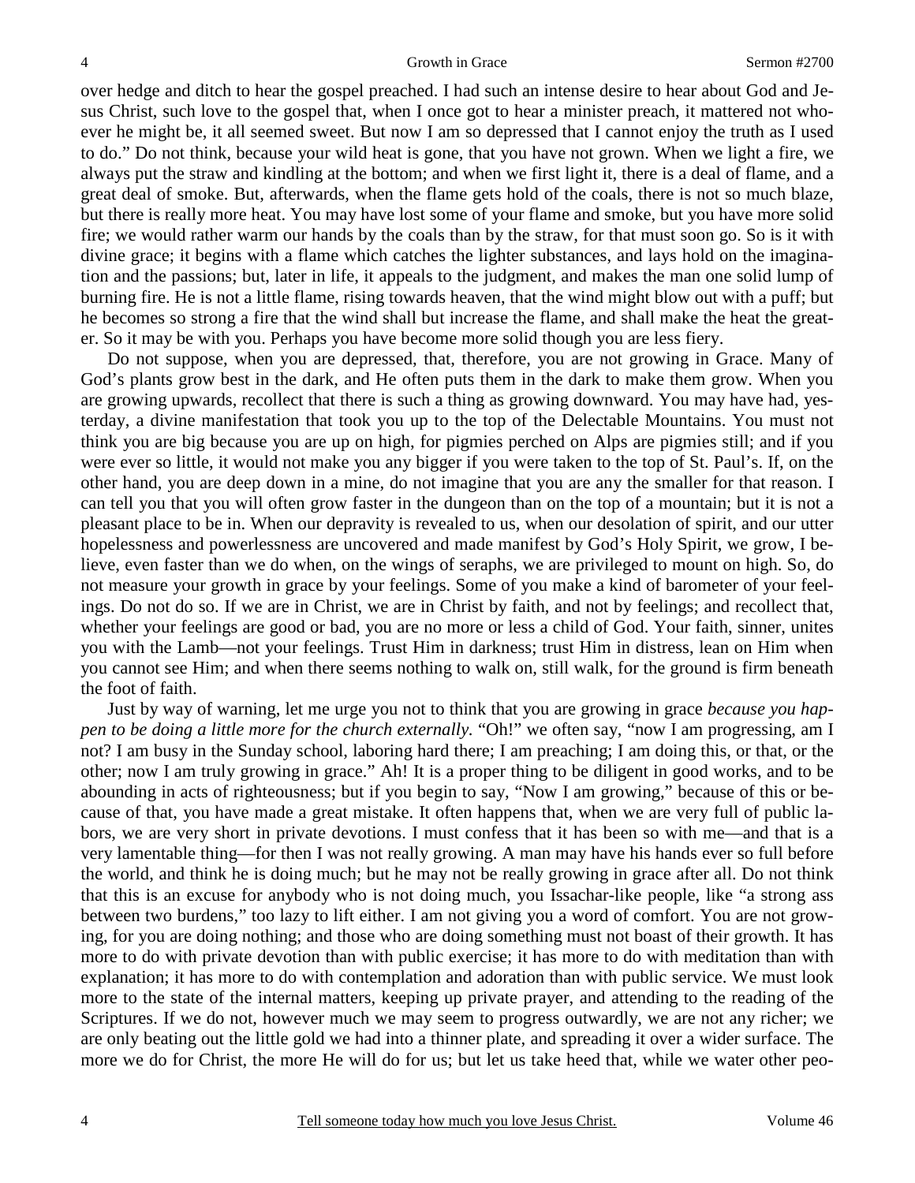over hedge and ditch to hear the gospel preached. I had such an intense desire to hear about God and Jesus Christ, such love to the gospel that, when I once got to hear a minister preach, it mattered not whoever he might be, it all seemed sweet. But now I am so depressed that I cannot enjoy the truth as I used to do." Do not think, because your wild heat is gone, that you have not grown. When we light a fire, we always put the straw and kindling at the bottom; and when we first light it, there is a deal of flame, and a great deal of smoke. But, afterwards, when the flame gets hold of the coals, there is not so much blaze, but there is really more heat. You may have lost some of your flame and smoke, but you have more solid fire; we would rather warm our hands by the coals than by the straw, for that must soon go. So is it with divine grace; it begins with a flame which catches the lighter substances, and lays hold on the imagination and the passions; but, later in life, it appeals to the judgment, and makes the man one solid lump of burning fire. He is not a little flame, rising towards heaven, that the wind might blow out with a puff; but he becomes so strong a fire that the wind shall but increase the flame, and shall make the heat the greater. So it may be with you. Perhaps you have become more solid though you are less fiery.

Do not suppose, when you are depressed, that, therefore, you are not growing in Grace. Many of God's plants grow best in the dark, and He often puts them in the dark to make them grow. When you are growing upwards, recollect that there is such a thing as growing downward. You may have had, yesterday, a divine manifestation that took you up to the top of the Delectable Mountains. You must not think you are big because you are up on high, for pigmies perched on Alps are pigmies still; and if you were ever so little, it would not make you any bigger if you were taken to the top of St. Paul's. If, on the other hand, you are deep down in a mine, do not imagine that you are any the smaller for that reason. I can tell you that you will often grow faster in the dungeon than on the top of a mountain; but it is not a pleasant place to be in. When our depravity is revealed to us, when our desolation of spirit, and our utter hopelessness and powerlessness are uncovered and made manifest by God's Holy Spirit, we grow, I believe, even faster than we do when, on the wings of seraphs, we are privileged to mount on high. So, do not measure your growth in grace by your feelings. Some of you make a kind of barometer of your feelings. Do not do so. If we are in Christ, we are in Christ by faith, and not by feelings; and recollect that, whether your feelings are good or bad, you are no more or less a child of God. Your faith, sinner, unites you with the Lamb—not your feelings. Trust Him in darkness; trust Him in distress, lean on Him when you cannot see Him; and when there seems nothing to walk on, still walk, for the ground is firm beneath the foot of faith.

Just by way of warning, let me urge you not to think that you are growing in grace *because you happen to be doing a little more for the church externally.* "Oh!" we often say, "now I am progressing, am I not? I am busy in the Sunday school, laboring hard there; I am preaching; I am doing this, or that, or the other; now I am truly growing in grace." Ah! It is a proper thing to be diligent in good works, and to be abounding in acts of righteousness; but if you begin to say, "Now I am growing," because of this or because of that, you have made a great mistake. It often happens that, when we are very full of public labors, we are very short in private devotions. I must confess that it has been so with me—and that is a very lamentable thing—for then I was not really growing. A man may have his hands ever so full before the world, and think he is doing much; but he may not be really growing in grace after all. Do not think that this is an excuse for anybody who is not doing much, you Issachar-like people, like "a strong ass between two burdens," too lazy to lift either. I am not giving you a word of comfort. You are not growing, for you are doing nothing; and those who are doing something must not boast of their growth. It has more to do with private devotion than with public exercise; it has more to do with meditation than with explanation; it has more to do with contemplation and adoration than with public service. We must look more to the state of the internal matters, keeping up private prayer, and attending to the reading of the Scriptures. If we do not, however much we may seem to progress outwardly, we are not any richer; we are only beating out the little gold we had into a thinner plate, and spreading it over a wider surface. The more we do for Christ, the more He will do for us; but let us take heed that, while we water other peo-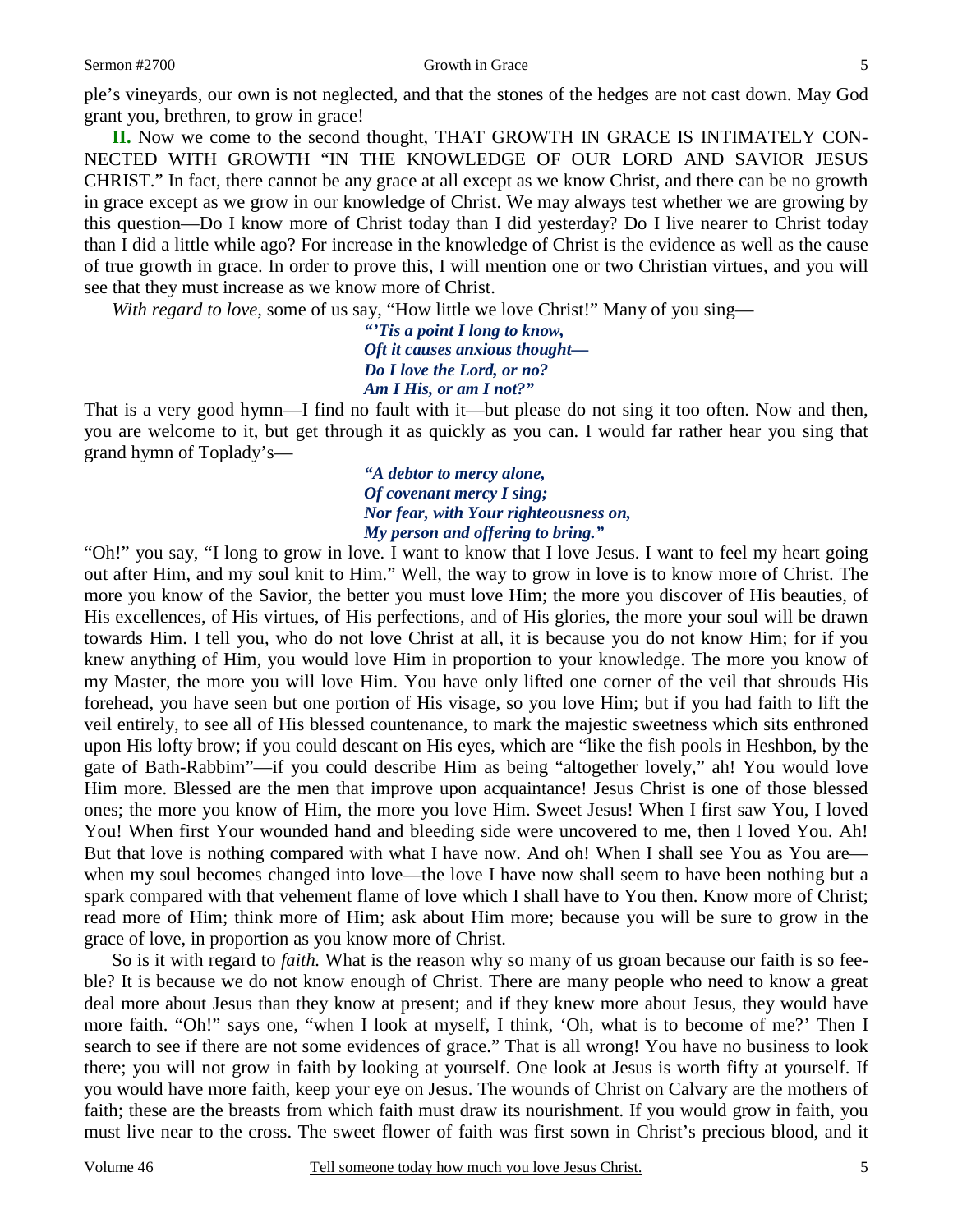ple's vineyards, our own is not neglected, and that the stones of the hedges are not cast down. May God grant you, brethren, to grow in grace!

**II.** Now we come to the second thought, THAT GROWTH IN GRACE IS INTIMATELY CONNECTED WITH GROWTH "IN THE KNOWLEDGE OF OUR LORD AND SAVIOR JESUS CHRIST." In fact, there cannot be any grace at all except as we know Christ, and there can be no growth in grace except as we grow in our knowledge of Christ. We may always test whether we are growing by this question—Do I know more of Christ today than I did yesterday? Do I live nearer to Christ today than I did a little while ago? For increase in the knowledge of Christ is the evidence as well as the cause of true growth in grace. In order to prove this, I will mention one or two Christian virtues, and you will see that they must increase as we know more of Christ.

*With regard to love,* some of us say, "How little we love Christ!" Many of you sing—

> ***"'Tis a point I long to know,***
> ***Oft it causes anxious thought—***
> ***Do I love the Lord, or no?***
> ***Am I His, or am I not?"***

That is a very good hymn—I find no fault with it—but please do not sing it too often. Now and then, you are welcome to it, but get through it as quickly as you can. I would far rather hear you sing that grand hymn of Toplady's—

> ***"A debtor to mercy alone,***
> ***Of covenant mercy I sing;***
> ***Nor fear, with Your righteousness on,***
> ***My person and offering to bring."***

"Oh!" you say, "I long to grow in love. I want to know that I love Jesus. I want to feel my heart going out after Him, and my soul knit to Him." Well, the way to grow in love is to know more of Christ. The more you know of the Savior, the better you must love Him; the more you discover of His beauties, of His excellences, of His virtues, of His perfections, and of His glories, the more your soul will be drawn towards Him. I tell you, who do not love Christ at all, it is because you do not know Him; for if you knew anything of Him, you would love Him in proportion to your knowledge. The more you know of my Master, the more you will love Him. You have only lifted one corner of the veil that shrouds His forehead, you have seen but one portion of His visage, so you love Him; but if you had faith to lift the veil entirely, to see all of His blessed countenance, to mark the majestic sweetness which sits enthroned upon His lofty brow; if you could descant on His eyes, which are "like the fish pools in Heshbon, by the gate of Bath-Rabbim"—if you could describe Him as being "altogether lovely," ah! You would love Him more. Blessed are the men that improve upon acquaintance! Jesus Christ is one of those blessed ones; the more you know of Him, the more you love Him. Sweet Jesus! When I first saw You, I loved You! When first Your wounded hand and bleeding side were uncovered to me, then I loved You. Ah! But that love is nothing compared with what I have now. And oh! When I shall see You as You are—when my soul becomes changed into love—the love I have now shall seem to have been nothing but a spark compared with that vehement flame of love which I shall have to You then. Know more of Christ; read more of Him; think more of Him; ask about Him more; because you will be sure to grow in the grace of love, in proportion as you know more of Christ.

So is it with regard to *faith.* What is the reason why so many of us groan because our faith is so feeble? It is because we do not know enough of Christ. There are many people who need to know a great deal more about Jesus than they know at present; and if they knew more about Jesus, they would have more faith. "Oh!" says one, "when I look at myself, I think, 'Oh, what is to become of me?' Then I search to see if there are not some evidences of grace." That is all wrong! You have no business to look there; you will not grow in faith by looking at yourself. One look at Jesus is worth fifty at yourself. If you would have more faith, keep your eye on Jesus. The wounds of Christ on Calvary are the mothers of faith; these are the breasts from which faith must draw its nourishment. If you would grow in faith, you must live near to the cross. The sweet flower of faith was first sown in Christ's precious blood, and it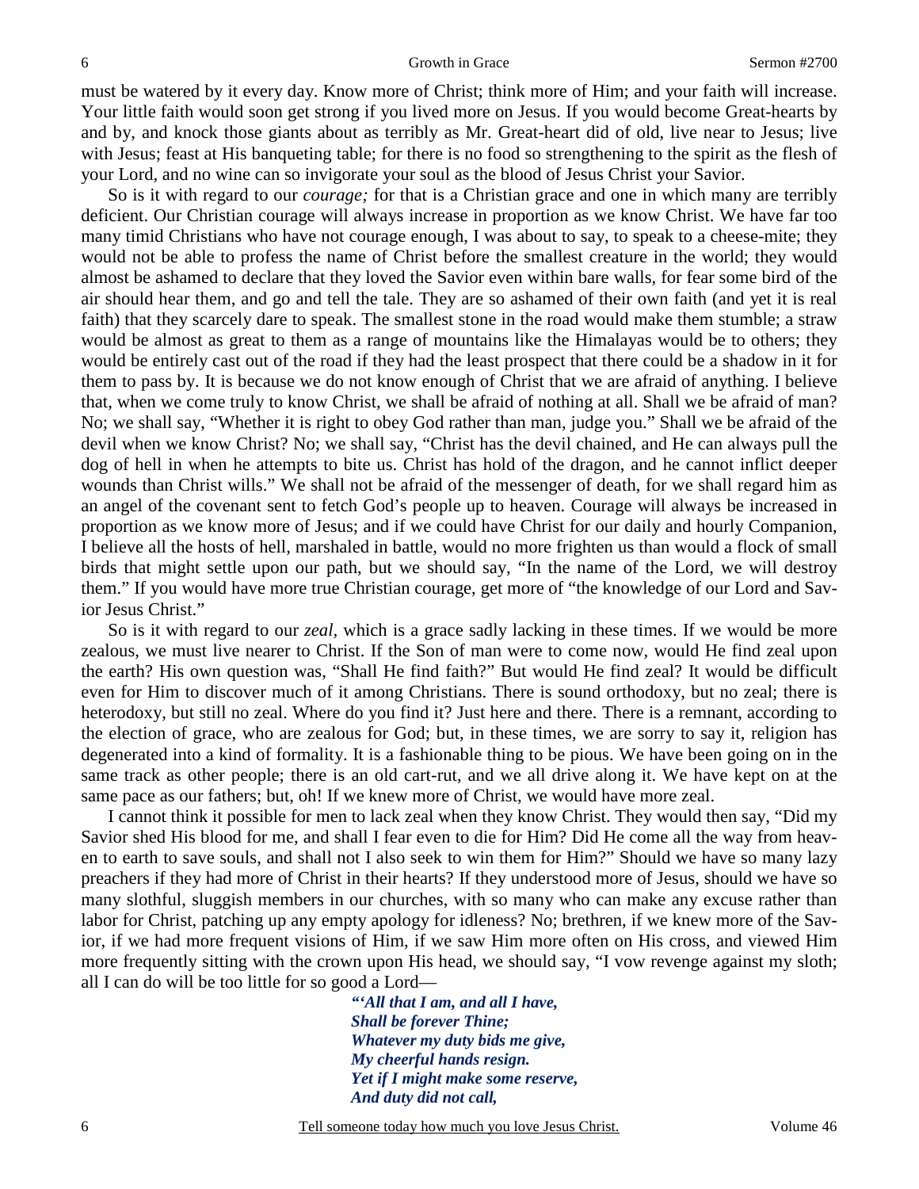must be watered by it every day. Know more of Christ; think more of Him; and your faith will increase. Your little faith would soon get strong if you lived more on Jesus. If you would become Great-hearts by and by, and knock those giants about as terribly as Mr. Great-heart did of old, live near to Jesus; live with Jesus; feast at His banqueting table; for there is no food so strengthening to the spirit as the flesh of your Lord, and no wine can so invigorate your soul as the blood of Jesus Christ your Savior.

So is it with regard to our *courage;* for that is a Christian grace and one in which many are terribly deficient. Our Christian courage will always increase in proportion as we know Christ. We have far too many timid Christians who have not courage enough, I was about to say, to speak to a cheese-mite; they would not be able to profess the name of Christ before the smallest creature in the world; they would almost be ashamed to declare that they loved the Savior even within bare walls, for fear some bird of the air should hear them, and go and tell the tale. They are so ashamed of their own faith (and yet it is real faith) that they scarcely dare to speak. The smallest stone in the road would make them stumble; a straw would be almost as great to them as a range of mountains like the Himalayas would be to others; they would be entirely cast out of the road if they had the least prospect that there could be a shadow in it for them to pass by. It is because we do not know enough of Christ that we are afraid of anything. I believe that, when we come truly to know Christ, we shall be afraid of nothing at all. Shall we be afraid of man? No; we shall say, "Whether it is right to obey God rather than man, judge you." Shall we be afraid of the devil when we know Christ? No; we shall say, "Christ has the devil chained, and He can always pull the dog of hell in when he attempts to bite us. Christ has hold of the dragon, and he cannot inflict deeper wounds than Christ wills." We shall not be afraid of the messenger of death, for we shall regard him as an angel of the covenant sent to fetch God's people up to heaven. Courage will always be increased in proportion as we know more of Jesus; and if we could have Christ for our daily and hourly Companion, I believe all the hosts of hell, marshaled in battle, would no more frighten us than would a flock of small birds that might settle upon our path, but we should say, "In the name of the Lord, we will destroy them." If you would have more true Christian courage, get more of "the knowledge of our Lord and Savior Jesus Christ."

So is it with regard to our *zeal,* which is a grace sadly lacking in these times. If we would be more zealous, we must live nearer to Christ. If the Son of man were to come now, would He find zeal upon the earth? His own question was, "Shall He find faith?" But would He find zeal? It would be difficult even for Him to discover much of it among Christians. There is sound orthodoxy, but no zeal; there is heterodoxy, but still no zeal. Where do you find it? Just here and there. There is a remnant, according to the election of grace, who are zealous for God; but, in these times, we are sorry to say it, religion has degenerated into a kind of formality. It is a fashionable thing to be pious. We have been going on in the same track as other people; there is an old cart-rut, and we all drive along it. We have kept on at the same pace as our fathers; but, oh! If we knew more of Christ, we would have more zeal.

I cannot think it possible for men to lack zeal when they know Christ. They would then say, "Did my Savior shed His blood for me, and shall I fear even to die for Him? Did He come all the way from heaven to earth to save souls, and shall not I also seek to win them for Him?" Should we have so many lazy preachers if they had more of Christ in their hearts? If they understood more of Jesus, should we have so many slothful, sluggish members in our churches, with so many who can make any excuse rather than labor for Christ, patching up any empty apology for idleness? No; brethren, if we knew more of the Savior, if we had more frequent visions of Him, if we saw Him more often on His cross, and viewed Him more frequently sitting with the crown upon His head, we should say, "I vow revenge against my sloth; all I can do will be too little for so good a Lord—

*"'All that I am, and all I have,*
*Shall be forever Thine;*
*Whatever my duty bids me give,*
*My cheerful hands resign.*
*Yet if I might make some reserve,*
*And duty did not call,*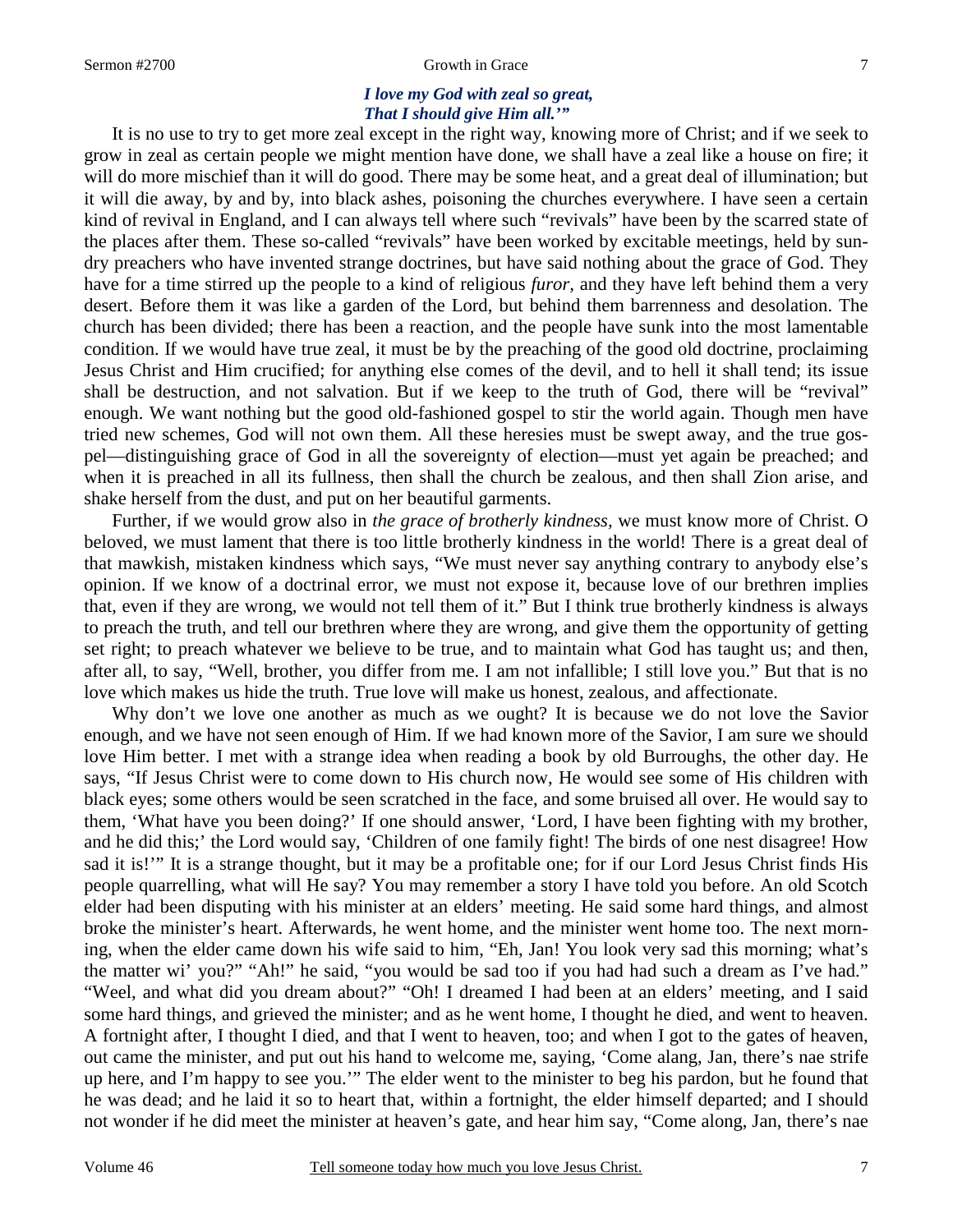*I love my God with zeal so great,*
*That I should give Him all.'"*

It is no use to try to get more zeal except in the right way, knowing more of Christ; and if we seek to grow in zeal as certain people we might mention have done, we shall have a zeal like a house on fire; it will do more mischief than it will do good. There may be some heat, and a great deal of illumination; but it will die away, by and by, into black ashes, poisoning the churches everywhere. I have seen a certain kind of revival in England, and I can always tell where such "revivals" have been by the scarred state of the places after them. These so-called "revivals" have been worked by excitable meetings, held by sundry preachers who have invented strange doctrines, but have said nothing about the grace of God. They have for a time stirred up the people to a kind of religious *furor*, and they have left behind them a very desert. Before them it was like a garden of the Lord, but behind them barrenness and desolation. The church has been divided; there has been a reaction, and the people have sunk into the most lamentable condition. If we would have true zeal, it must be by the preaching of the good old doctrine, proclaiming Jesus Christ and Him crucified; for anything else comes of the devil, and to hell it shall tend; its issue shall be destruction, and not salvation. But if we keep to the truth of God, there will be "revival" enough. We want nothing but the good old-fashioned gospel to stir the world again. Though men have tried new schemes, God will not own them. All these heresies must be swept away, and the true gospel—distinguishing grace of God in all the sovereignty of election—must yet again be preached; and when it is preached in all its fullness, then shall the church be zealous, and then shall Zion arise, and shake herself from the dust, and put on her beautiful garments.

Further, if we would grow also in *the grace of brotherly kindness*, we must know more of Christ. O beloved, we must lament that there is too little brotherly kindness in the world! There is a great deal of that mawkish, mistaken kindness which says, "We must never say anything contrary to anybody else's opinion. If we know of a doctrinal error, we must not expose it, because love of our brethren implies that, even if they are wrong, we would not tell them of it." But I think true brotherly kindness is always to preach the truth, and tell our brethren where they are wrong, and give them the opportunity of getting set right; to preach whatever we believe to be true, and to maintain what God has taught us; and then, after all, to say, "Well, brother, you differ from me. I am not infallible; I still love you." But that is no love which makes us hide the truth. True love will make us honest, zealous, and affectionate.

Why don't we love one another as much as we ought? It is because we do not love the Savior enough, and we have not seen enough of Him. If we had known more of the Savior, I am sure we should love Him better. I met with a strange idea when reading a book by old Burroughs, the other day. He says, "If Jesus Christ were to come down to His church now, He would see some of His children with black eyes; some others would be seen scratched in the face, and some bruised all over. He would say to them, 'What have you been doing?' If one should answer, 'Lord, I have been fighting with my brother, and he did this;' the Lord would say, 'Children of one family fight! The birds of one nest disagree! How sad it is!'" It is a strange thought, but it may be a profitable one; for if our Lord Jesus Christ finds His people quarrelling, what will He say? You may remember a story I have told you before. An old Scotch elder had been disputing with his minister at an elders' meeting. He said some hard things, and almost broke the minister's heart. Afterwards, he went home, and the minister went home too. The next morning, when the elder came down his wife said to him, "Eh, Jan! You look very sad this morning; what's the matter wi' you?" "Ah!" he said, "you would be sad too if you had had such a dream as I've had." "Weel, and what did you dream about?" "Oh! I dreamed I had been at an elders' meeting, and I said some hard things, and grieved the minister; and as he went home, I thought he died, and went to heaven. A fortnight after, I thought I died, and that I went to heaven, too; and when I got to the gates of heaven, out came the minister, and put out his hand to welcome me, saying, 'Come alang, Jan, there's nae strife up here, and I'm happy to see you.'" The elder went to the minister to beg his pardon, but he found that he was dead; and he laid it so to heart that, within a fortnight, the elder himself departed; and I should not wonder if he did meet the minister at heaven's gate, and hear him say, "Come along, Jan, there's nae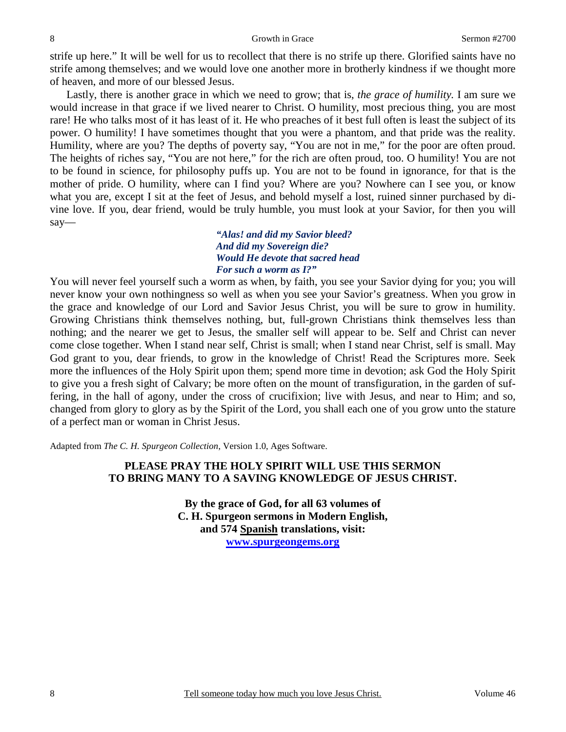strife up here." It will be well for us to recollect that there is no strife up there. Glorified saints have no strife among themselves; and we would love one another more in brotherly kindness if we thought more of heaven, and more of our blessed Jesus.

Lastly, there is another grace in which we need to grow; that is, *the grace of humility.* I am sure we would increase in that grace if we lived nearer to Christ. O humility, most precious thing, you are most rare! He who talks most of it has least of it. He who preaches of it best full often is least the subject of its power. O humility! I have sometimes thought that you were a phantom, and that pride was the reality. Humility, where are you? The depths of poverty say, "You are not in me," for the poor are often proud. The heights of riches say, "You are not here," for the rich are often proud, too. O humility! You are not to be found in science, for philosophy puffs up. You are not to be found in ignorance, for that is the mother of pride. O humility, where can I find you? Where are you? Nowhere can I see you, or know what you are, except I sit at the feet of Jesus, and behold myself a lost, ruined sinner purchased by divine love. If you, dear friend, would be truly humble, you must look at your Savior, for then you will say—

> ***"Alas! and did my Savior bleed?***
> ***And did my Sovereign die?***
> ***Would He devote that sacred head***
> ***For such a worm as I?"***

You will never feel yourself such a worm as when, by faith, you see your Savior dying for you; you will never know your own nothingness so well as when you see your Savior's greatness. When you grow in the grace and knowledge of our Lord and Savior Jesus Christ, you will be sure to grow in humility. Growing Christians think themselves nothing, but, full-grown Christians think themselves less than nothing; and the nearer we get to Jesus, the smaller self will appear to be. Self and Christ can never come close together. When I stand near self, Christ is small; when I stand near Christ, self is small. May God grant to you, dear friends, to grow in the knowledge of Christ! Read the Scriptures more. Seek more the influences of the Holy Spirit upon them; spend more time in devotion; ask God the Holy Spirit to give you a fresh sight of Calvary; be more often on the mount of transfiguration, in the garden of suffering, in the hall of agony, under the cross of crucifixion; live with Jesus, and near to Him; and so, changed from glory to glory as by the Spirit of the Lord, you shall each one of you grow unto the stature of a perfect man or woman in Christ Jesus.

Adapted from *The C. H. Spurgeon Collection*, Version 1.0, Ages Software.

**PLEASE PRAY THE HOLY SPIRIT WILL USE THIS SERMON TO BRING MANY TO A SAVING KNOWLEDGE OF JESUS CHRIST.**

**By the grace of God, for all 63 volumes of C. H. Spurgeon sermons in Modern English, and 574 Spanish translations, visit: www.spurgeongems.org**

Tell someone today how much you love Jesus Christ.